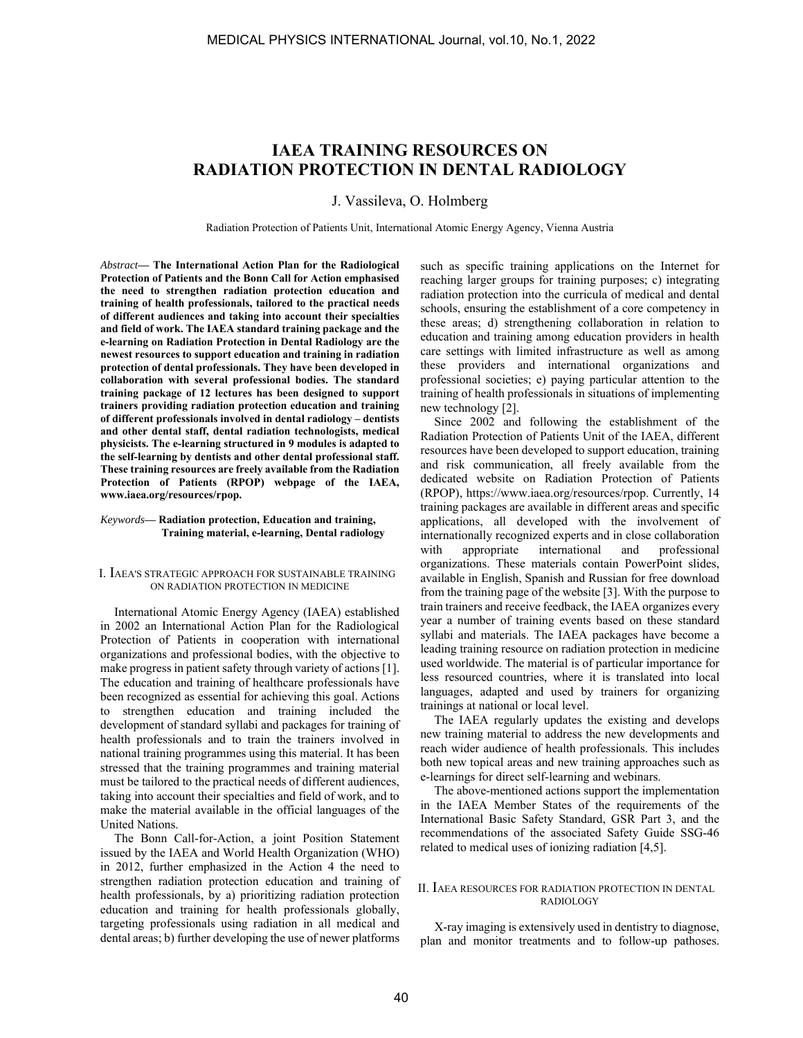# IAEA TRAINING RESOURCES ON RADIATION PROTECTION IN DENTAL RADIOLOGY

J. Vassileva, O. Holmberg

Radiation Protection of Patients Unit, International Atomic Energy Agency, Vienna Austria

*Abstract*— **The International Action Plan for the Radiological Protection of Patients and the Bonn Call for Action emphasised the need to strengthen radiation protection education and training of health professionals, tailored to the practical needs of different audiences and taking into account their specialties and field of work. The IAEA standard training package and the e-learning on Radiation Protection in Dental Radiology are the newest resources to support education and training in radiation protection of dental professionals. They have been developed in collaboration with several professional bodies. The standard training package of 12 lectures has been designed to support trainers providing radiation protection education and training of different professionals involved in dental radiology – dentists and other dental staff, dental radiation technologists, medical physicists. The e-learning structured in 9 modules is adapted to the self-learning by dentists and other dental professional staff. These training resources are freely available from the Radiation Protection of Patients (RPOP) webpage of the IAEA, www.iaea.org/resources/rpop.**

*Keywords*— **Radiation protection, Education and training, Training material, e-learning, Dental radiology**

## I. IAEA'S STRATEGIC APPROACH FOR SUSTAINABLE TRAINING ON RADIATION PROTECTION IN MEDICINE

International Atomic Energy Agency (IAEA) established in 2002 an International Action Plan for the Radiological Protection of Patients in cooperation with international organizations and professional bodies, with the objective to make progress in patient safety through variety of actions [1]. The education and training of healthcare professionals have been recognized as essential for achieving this goal. Actions to strengthen education and training included the development of standard syllabi and packages for training of health professionals and to train the trainers involved in national training programmes using this material. It has been stressed that the training programmes and training material must be tailored to the practical needs of different audiences, taking into account their specialties and field of work, and to make the material available in the official languages of the United Nations.

The Bonn Call-for-Action, a joint Position Statement issued by the IAEA and World Health Organization (WHO) in 2012, further emphasized in the Action 4 the need to strengthen radiation protection education and training of health professionals, by a) prioritizing radiation protection education and training for health professionals globally, targeting professionals using radiation in all medical and dental areas; b) further developing the use of newer platforms such as specific training applications on the Internet for reaching larger groups for training purposes; c) integrating radiation protection into the curricula of medical and dental schools, ensuring the establishment of a core competency in these areas; d) strengthening collaboration in relation to education and training among education providers in health care settings with limited infrastructure as well as among these providers and international organizations and professional societies; e) paying particular attention to the training of health professionals in situations of implementing new technology [2].

Since 2002 and following the establishment of the Radiation Protection of Patients Unit of the IAEA, different resources have been developed to support education, training and risk communication, all freely available from the dedicated website on Radiation Protection of Patients (RPOP), https://www.iaea.org/resources/rpop. Currently, 14 training packages are available in different areas and specific applications, all developed with the involvement of internationally recognized experts and in close collaboration with appropriate international and professional organizations. These materials contain PowerPoint slides, available in English, Spanish and Russian for free download from the training page of the website [3]. With the purpose to train trainers and receive feedback, the IAEA organizes every year a number of training events based on these standard syllabi and materials. The IAEA packages have become a leading training resource on radiation protection in medicine used worldwide. The material is of particular importance for less resourced countries, where it is translated into local languages, adapted and used by trainers for organizing trainings at national or local level.

The IAEA regularly updates the existing and develops new training material to address the new developments and reach wider audience of health professionals. This includes both new topical areas and new training approaches such as e-learnings for direct self-learning and webinars.

The above-mentioned actions support the implementation in the IAEA Member States of the requirements of the International Basic Safety Standard, GSR Part 3, and the recommendations of the associated Safety Guide SSG-46 related to medical uses of ionizing radiation [4,5].

## II. IAEA RESOURCES FOR RADIATION PROTECTION IN DENTAL RADIOLOGY

X-ray imaging is extensively used in dentistry to diagnose, plan and monitor treatments and to follow-up pathoses.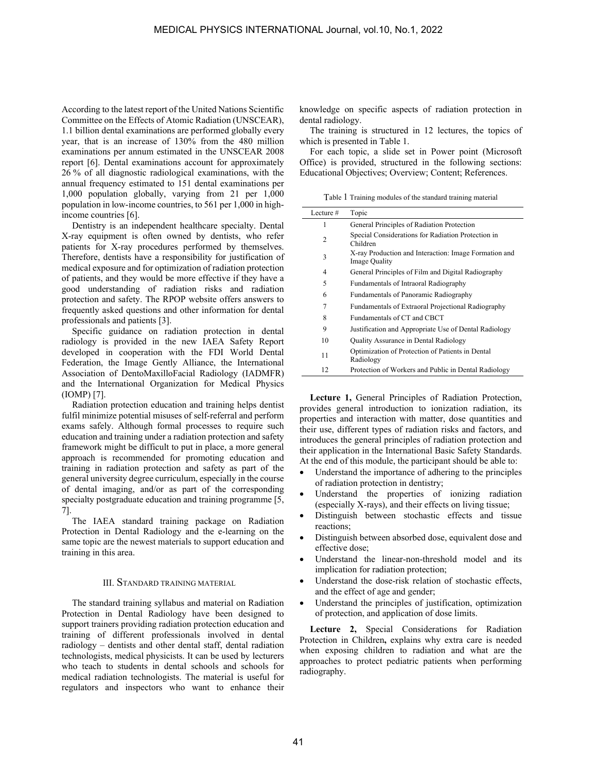According to the latest report of the United Nations Scientific Committee on the Effects of Atomic Radiation (UNSCEAR), 1.1 billion dental examinations are performed globally every year, that is an increase of 130% from the 480 million examinations per annum estimated in the UNSCEAR 2008 report [6]. Dental examinations account for approximately 26 % of all diagnostic radiological examinations, with the annual frequency estimated to 151 dental examinations per 1,000 population globally, varying from 21 per 1,000 population in low-income countries, to 561 per 1,000 in high-income countries [6].

Dentistry is an independent healthcare specialty. Dental X-ray equipment is often owned by dentists, who refer patients for X-ray procedures performed by themselves. Therefore, dentists have a responsibility for justification of medical exposure and for optimization of radiation protection of patients, and they would be more effective if they have a good understanding of radiation risks and radiation protection and safety. The RPOP website offers answers to frequently asked questions and other information for dental professionals and patients [3].

Specific guidance on radiation protection in dental radiology is provided in the new IAEA Safety Report developed in cooperation with the FDI World Dental Federation, the Image Gently Alliance, the International Association of DentoMaxilloFacial Radiology (IADMFR) and the International Organization for Medical Physics (IOMP) [7].

Radiation protection education and training helps dentist fulfil minimize potential misuses of self-referral and perform exams safely. Although formal processes to require such education and training under a radiation protection and safety framework might be difficult to put in place, a more general approach is recommended for promoting education and training in radiation protection and safety as part of the general university degree curriculum, especially in the course of dental imaging, and/or as part of the corresponding specialty postgraduate education and training programme [5, 7].

The IAEA standard training package on Radiation Protection in Dental Radiology and the e-learning on the same topic are the newest materials to support education and training in this area.

## III. Standard training material

The standard training syllabus and material on Radiation Protection in Dental Radiology have been designed to support trainers providing radiation protection education and training of different professionals involved in dental radiology – dentists and other dental staff, dental radiation technologists, medical physicists. It can be used by lecturers who teach to students in dental schools and schools for medical radiation technologists. The material is useful for regulators and inspectors who want to enhance their knowledge on specific aspects of radiation protection in dental radiology.

The training is structured in 12 lectures, the topics of which is presented in Table 1.

For each topic, a slide set in Power point (Microsoft Office) is provided, structured in the following sections: Educational Objectives; Overview; Content; References.

Table 1 Training modules of the standard training material

| Lecture # | Topic |
|---|---|
| 1 | General Principles of Radiation Protection |
| 2 | Special Considerations for Radiation Protection in Children |
| 3 | X-ray Production and Interaction: Image Formation and Image Quality |
| 4 | General Principles of Film and Digital Radiography |
| 5 | Fundamentals of Intraoral Radiography |
| 6 | Fundamentals of Panoramic Radiography |
| 7 | Fundamentals of Extraoral Projectional Radiography |
| 8 | Fundamentals of CT and CBCT |
| 9 | Justification and Appropriate Use of Dental Radiology |
| 10 | Quality Assurance in Dental Radiology |
| 11 | Optimization of Protection of Patients in Dental Radiology |
| 12 | Protection of Workers and Public in Dental Radiology |

**Lecture 1,** General Principles of Radiation Protection, provides general introduction to ionization radiation, its properties and interaction with matter, dose quantities and their use, different types of radiation risks and factors, and introduces the general principles of radiation protection and their application in the International Basic Safety Standards. At the end of this module, the participant should be able to:

- Understand the importance of adhering to the principles of radiation protection in dentistry;
- Understand the properties of ionizing radiation (especially X-rays), and their effects on living tissue;
- Distinguish between stochastic effects and tissue reactions;
- Distinguish between absorbed dose, equivalent dose and effective dose;
- Understand the linear-non-threshold model and its implication for radiation protection;
- Understand the dose-risk relation of stochastic effects, and the effect of age and gender;
- Understand the principles of justification, optimization of protection, and application of dose limits.

**Lecture 2,** Special Considerations for Radiation Protection in Children**,** explains why extra care is needed when exposing children to radiation and what are the approaches to protect pediatric patients when performing radiography.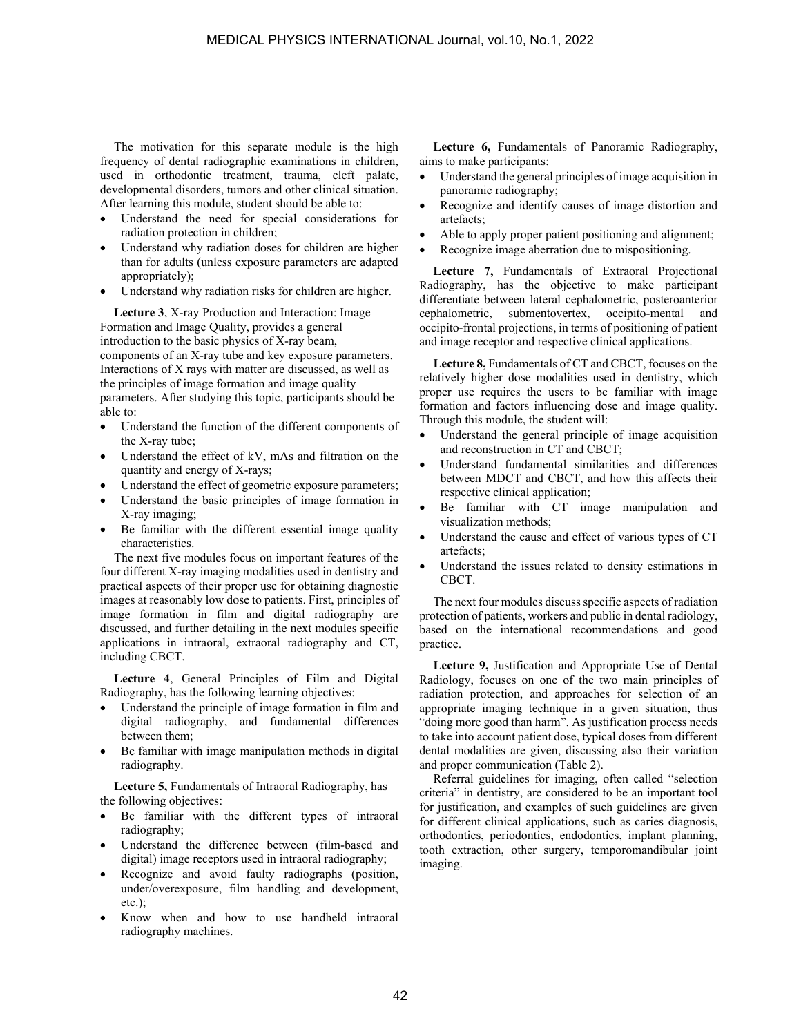The motivation for this separate module is the high frequency of dental radiographic examinations in children, used in orthodontic treatment, trauma, cleft palate, developmental disorders, tumors and other clinical situation. After learning this module, student should be able to:

- Understand the need for special considerations for radiation protection in children;
- Understand why radiation doses for children are higher than for adults (unless exposure parameters are adapted appropriately);
- Understand why radiation risks for children are higher.

**Lecture 3**, X-ray Production and Interaction: Image Formation and Image Quality, provides a general introduction to the basic physics of X-ray beam, components of an X-ray tube and key exposure parameters. Interactions of X rays with matter are discussed, as well as the principles of image formation and image quality parameters. After studying this topic, participants should be able to:

- Understand the function of the different components of the X-ray tube;
- Understand the effect of kV, mAs and filtration on the quantity and energy of X-rays;
- Understand the effect of geometric exposure parameters;
- Understand the basic principles of image formation in X-ray imaging;
- Be familiar with the different essential image quality characteristics.

The next five modules focus on important features of the four different X-ray imaging modalities used in dentistry and practical aspects of their proper use for obtaining diagnostic images at reasonably low dose to patients. First, principles of image formation in film and digital radiography are discussed, and further detailing in the next modules specific applications in intraoral, extraoral radiography and CT, including CBCT.

**Lecture 4**, General Principles of Film and Digital Radiography, has the following learning objectives:

- Understand the principle of image formation in film and digital radiography, and fundamental differences between them;
- Be familiar with image manipulation methods in digital radiography.

**Lecture 5,** Fundamentals of Intraoral Radiography, has the following objectives:

- Be familiar with the different types of intraoral radiography;
- Understand the difference between (film-based and digital) image receptors used in intraoral radiography;
- Recognize and avoid faulty radiographs (position, under/overexposure, film handling and development, etc.);
- Know when and how to use handheld intraoral radiography machines.

**Lecture 6,** Fundamentals of Panoramic Radiography, aims to make participants:

- Understand the general principles of image acquisition in panoramic radiography;
- Recognize and identify causes of image distortion and artefacts;
- Able to apply proper patient positioning and alignment;
- Recognize image aberration due to mispositioning.

**Lecture 7,** Fundamentals of Extraoral Projectional Radiography, has the objective to make participant differentiate between lateral cephalometric, posteroanterior cephalometric, submentovertex, occipito-mental and occipito-frontal projections, in terms of positioning of patient and image receptor and respective clinical applications.

**Lecture 8,** Fundamentals of CT and CBCT, focuses on the relatively higher dose modalities used in dentistry, which proper use requires the users to be familiar with image formation and factors influencing dose and image quality. Through this module, the student will:

- Understand the general principle of image acquisition and reconstruction in CT and CBCT;
- Understand fundamental similarities and differences between MDCT and CBCT, and how this affects their respective clinical application;
- Be familiar with CT image manipulation and visualization methods;
- Understand the cause and effect of various types of CT artefacts;
- Understand the issues related to density estimations in CBCT.

The next four modules discuss specific aspects of radiation protection of patients, workers and public in dental radiology, based on the international recommendations and good practice.

**Lecture 9,** Justification and Appropriate Use of Dental Radiology, focuses on one of the two main principles of radiation protection, and approaches for selection of an appropriate imaging technique in a given situation, thus "doing more good than harm". As justification process needs to take into account patient dose, typical doses from different dental modalities are given, discussing also their variation and proper communication (Table 2).

Referral guidelines for imaging, often called "selection criteria" in dentistry, are considered to be an important tool for justification, and examples of such guidelines are given for different clinical applications, such as caries diagnosis, orthodontics, periodontics, endodontics, implant planning, tooth extraction, other surgery, temporomandibular joint imaging.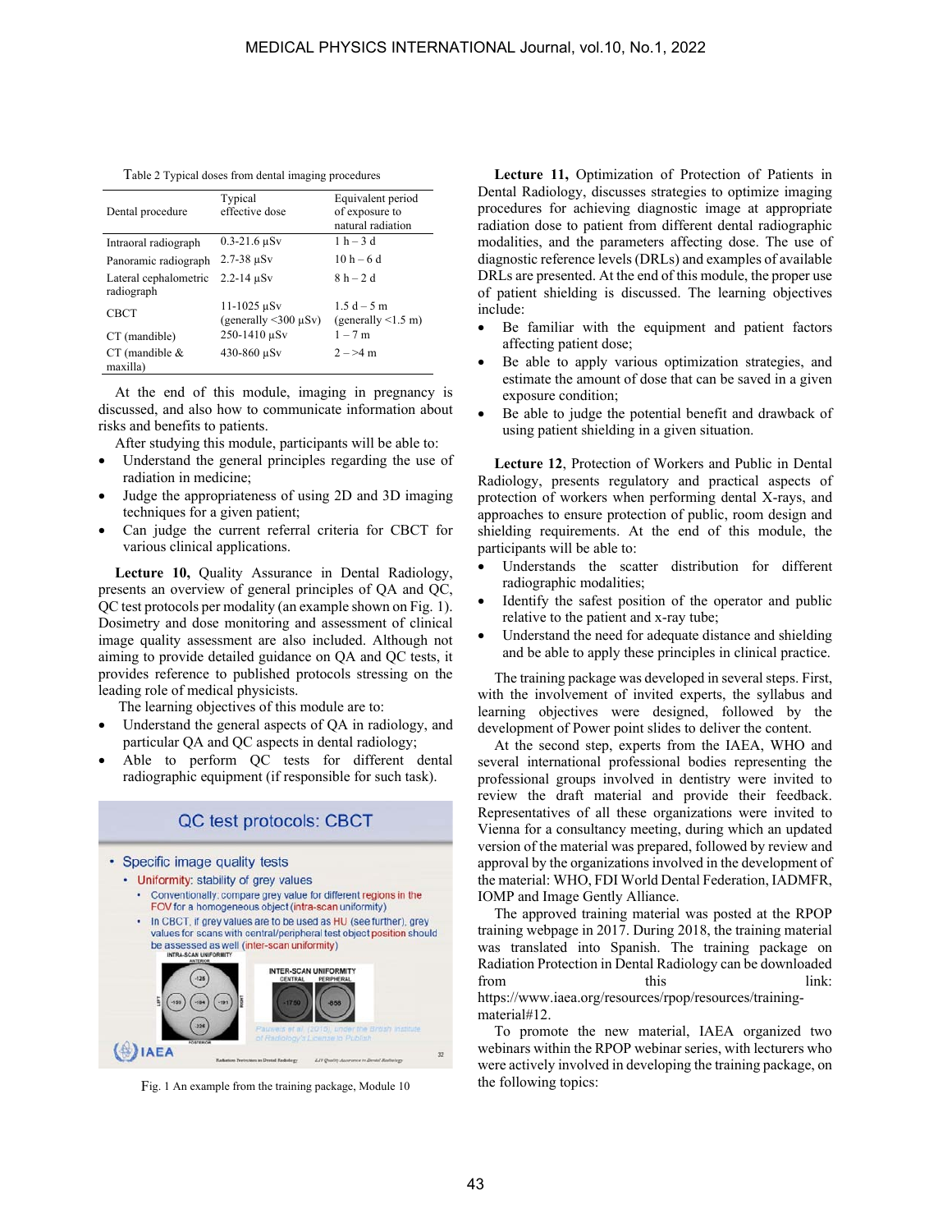Table 2 Typical doses from dental imaging procedures

| Dental procedure | Typical effective dose | Equivalent period of exposure to natural radiation |
|---|---|---|
| Intraoral radiograph | 0.3-21.6 µSv | 1 h – 3 d |
| Panoramic radiograph | 2.7-38 µSv | 10 h – 6 d |
| Lateral cephalometric radiograph | 2.2-14 µSv | 8 h – 2 d |
| CBCT | 11-1025 µSv (generally <300 µSv) | 1.5 d – 5 m (generally <1.5 m) |
| CT (mandible) | 250-1410 µSv | 1 – 7 m |
| CT (mandible & maxilla) | 430-860 µSv | 2 – >4 m |

At the end of this module, imaging in pregnancy is discussed, and also how to communicate information about risks and benefits to patients.

After studying this module, participants will be able to:

- Understand the general principles regarding the use of radiation in medicine;
- Judge the appropriateness of using 2D and 3D imaging techniques for a given patient;
- Can judge the current referral criteria for CBCT for various clinical applications.

**Lecture 10,** Quality Assurance in Dental Radiology, presents an overview of general principles of QA and QC, QC test protocols per modality (an example shown on Fig. 1). Dosimetry and dose monitoring and assessment of clinical image quality assessment are also included. Although not aiming to provide detailed guidance on QA and QC tests, it provides reference to published protocols stressing on the leading role of medical physicists.

The learning objectives of this module are to:

- Understand the general aspects of QA in radiology, and particular QA and QC aspects in dental radiology;
- Able to perform QC tests for different dental radiographic equipment (if responsible for such task).

Fig. 1 An example from the training package, Module 10

**Lecture 11,** Optimization of Protection of Patients in Dental Radiology, discusses strategies to optimize imaging procedures for achieving diagnostic image at appropriate radiation dose to patient from different dental radiographic modalities, and the parameters affecting dose. The use of diagnostic reference levels (DRLs) and examples of available DRLs are presented. At the end of this module, the proper use of patient shielding is discussed. The learning objectives include:

- Be familiar with the equipment and patient factors affecting patient dose;
- Be able to apply various optimization strategies, and estimate the amount of dose that can be saved in a given exposure condition;
- Be able to judge the potential benefit and drawback of using patient shielding in a given situation.

**Lecture 12**, Protection of Workers and Public in Dental Radiology, presents regulatory and practical aspects of protection of workers when performing dental X-rays, and approaches to ensure protection of public, room design and shielding requirements. At the end of this module, the participants will be able to:

- Understands the scatter distribution for different radiographic modalities;
- Identify the safest position of the operator and public relative to the patient and x-ray tube;
- Understand the need for adequate distance and shielding and be able to apply these principles in clinical practice.

The training package was developed in several steps. First, with the involvement of invited experts, the syllabus and learning objectives were designed, followed by the development of Power point slides to deliver the content.

At the second step, experts from the IAEA, WHO and several international professional bodies representing the professional groups involved in dentistry were invited to review the draft material and provide their feedback. Representatives of all these organizations were invited to Vienna for a consultancy meeting, during which an updated version of the material was prepared, followed by review and approval by the organizations involved in the development of the material: WHO, FDI World Dental Federation, IADMFR, IOMP and Image Gently Alliance.

The approved training material was posted at the RPOP training webpage in 2017. During 2018, the training material was translated into Spanish. The training package on Radiation Protection in Dental Radiology can be downloaded from this link: https://www.iaea.org/resources/rpop/resources/training-material#12.

To promote the new material, IAEA organized two webinars within the RPOP webinar series, with lecturers who were actively involved in developing the training package, on the following topics: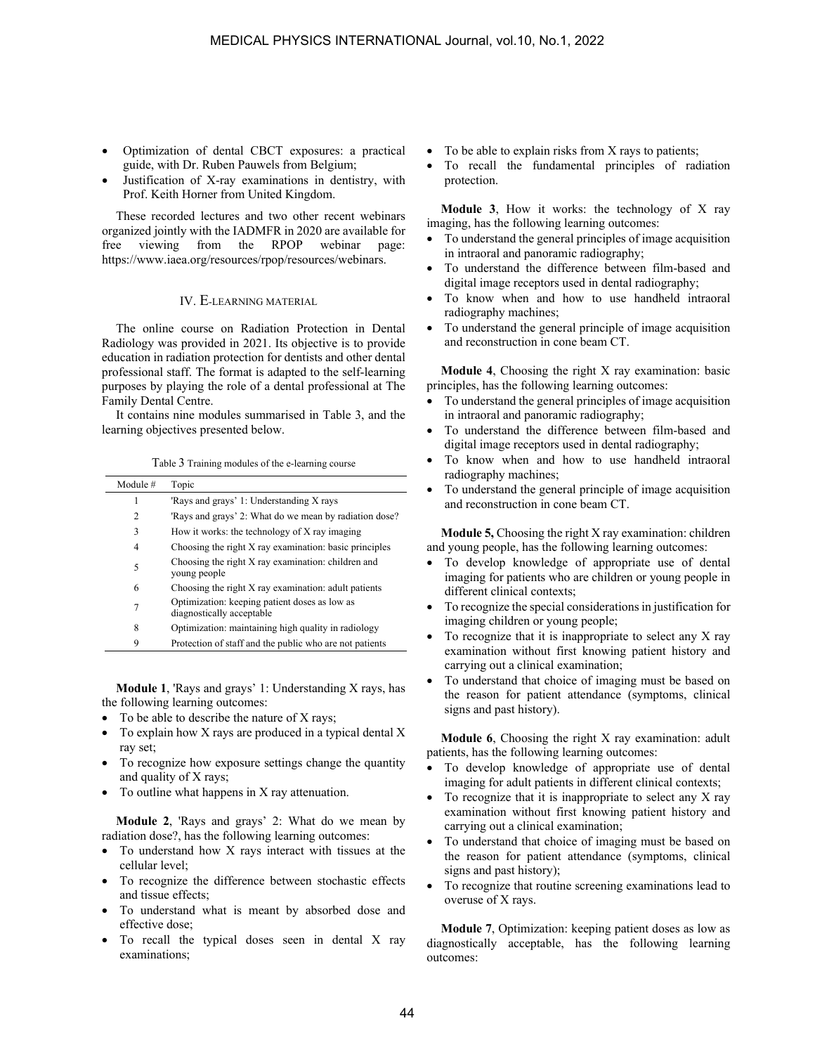- Optimization of dental CBCT exposures: a practical guide, with Dr. Ruben Pauwels from Belgium;
- Justification of X-ray examinations in dentistry, with Prof. Keith Horner from United Kingdom.

These recorded lectures and two other recent webinars organized jointly with the IADMFR in 2020 are available for free viewing from the RPOP webinar page: https://www.iaea.org/resources/rpop/resources/webinars.

## IV. E-LEARNING MATERIAL

The online course on Radiation Protection in Dental Radiology was provided in 2021. Its objective is to provide education in radiation protection for dentists and other dental professional staff. The format is adapted to the self-learning purposes by playing the role of a dental professional at The Family Dental Centre.

It contains nine modules summarised in Table 3, and the learning objectives presented below.

Table 3 Training modules of the e-learning course

| Module # | Topic |
|---|---|
| 1 | 'Rays and grays' 1: Understanding X rays |
| 2 | 'Rays and grays' 2: What do we mean by radiation dose? |
| 3 | How it works: the technology of X ray imaging |
| 4 | Choosing the right X ray examination: basic principles |
| 5 | Choosing the right X ray examination: children and young people |
| 6 | Choosing the right X ray examination: adult patients |
| 7 | Optimization: keeping patient doses as low as diagnostically acceptable |
| 8 | Optimization: maintaining high quality in radiology |
| 9 | Protection of staff and the public who are not patients |

**Module 1**, 'Rays and grays' 1: Understanding X rays, has the following learning outcomes:

- To be able to describe the nature of X rays;
- To explain how X rays are produced in a typical dental X ray set;
- To recognize how exposure settings change the quantity and quality of X rays;
- To outline what happens in X ray attenuation.

**Module 2**, 'Rays and grays' 2: What do we mean by radiation dose?, has the following learning outcomes:

- To understand how X rays interact with tissues at the cellular level;
- To recognize the difference between stochastic effects and tissue effects;
- To understand what is meant by absorbed dose and effective dose;
- To recall the typical doses seen in dental X ray examinations;
- To be able to explain risks from X rays to patients;
- To recall the fundamental principles of radiation protection.

**Module 3**, How it works: the technology of X ray imaging, has the following learning outcomes:

- To understand the general principles of image acquisition in intraoral and panoramic radiography;
- To understand the difference between film-based and digital image receptors used in dental radiography;
- To know when and how to use handheld intraoral radiography machines;
- To understand the general principle of image acquisition and reconstruction in cone beam CT.

**Module 4**, Choosing the right X ray examination: basic principles, has the following learning outcomes:

- To understand the general principles of image acquisition in intraoral and panoramic radiography;
- To understand the difference between film-based and digital image receptors used in dental radiography;
- To know when and how to use handheld intraoral radiography machines;
- To understand the general principle of image acquisition and reconstruction in cone beam CT.

**Module 5,** Choosing the right X ray examination: children and young people, has the following learning outcomes:

- To develop knowledge of appropriate use of dental imaging for patients who are children or young people in different clinical contexts;
- To recognize the special considerations in justification for imaging children or young people;
- To recognize that it is inappropriate to select any X ray examination without first knowing patient history and carrying out a clinical examination;
- To understand that choice of imaging must be based on the reason for patient attendance (symptoms, clinical signs and past history).

**Module 6**, Choosing the right X ray examination: adult patients, has the following learning outcomes:

- To develop knowledge of appropriate use of dental imaging for adult patients in different clinical contexts;
- To recognize that it is inappropriate to select any X ray examination without first knowing patient history and carrying out a clinical examination;
- To understand that choice of imaging must be based on the reason for patient attendance (symptoms, clinical signs and past history);
- To recognize that routine screening examinations lead to overuse of X rays.

**Module 7**, Optimization: keeping patient doses as low as diagnostically acceptable, has the following learning outcomes: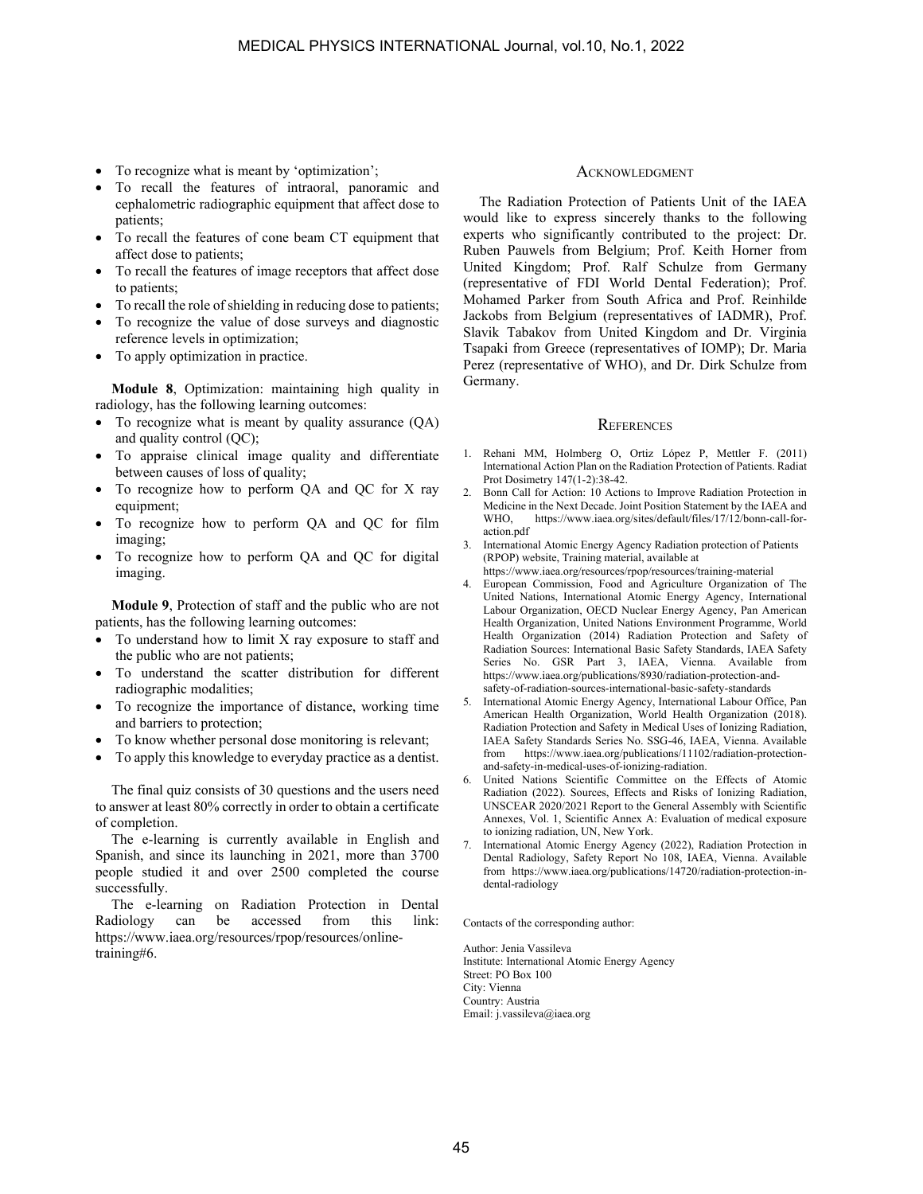- To recognize what is meant by 'optimization';
- To recall the features of intraoral, panoramic and cephalometric radiographic equipment that affect dose to patients;
- To recall the features of cone beam CT equipment that affect dose to patients;
- To recall the features of image receptors that affect dose to patients;
- To recall the role of shielding in reducing dose to patients;
- To recognize the value of dose surveys and diagnostic reference levels in optimization;
- To apply optimization in practice.

**Module 8**, Optimization: maintaining high quality in radiology, has the following learning outcomes:

- To recognize what is meant by quality assurance (QA) and quality control (QC);
- To appraise clinical image quality and differentiate between causes of loss of quality;
- To recognize how to perform QA and QC for X ray equipment;
- To recognize how to perform QA and QC for film imaging;
- To recognize how to perform QA and QC for digital imaging.

**Module 9**, Protection of staff and the public who are not patients, has the following learning outcomes:

- To understand how to limit X ray exposure to staff and the public who are not patients;
- To understand the scatter distribution for different radiographic modalities;
- To recognize the importance of distance, working time and barriers to protection;
- To know whether personal dose monitoring is relevant;
- To apply this knowledge to everyday practice as a dentist.

The final quiz consists of 30 questions and the users need to answer at least 80% correctly in order to obtain a certificate of completion.

The e-learning is currently available in English and Spanish, and since its launching in 2021, more than 3700 people studied it and over 2500 completed the course successfully.

The e-learning on Radiation Protection in Dental Radiology can be accessed from this link: https://www.iaea.org/resources/rpop/resources/online-training#6.

## Acknowledgment

The Radiation Protection of Patients Unit of the IAEA would like to express sincerely thanks to the following experts who significantly contributed to the project: Dr. Ruben Pauwels from Belgium; Prof. Keith Horner from United Kingdom; Prof. Ralf Schulze from Germany (representative of FDI World Dental Federation); Prof. Mohamed Parker from South Africa and Prof. Reinhilde Jackobs from Belgium (representatives of IADMR), Prof. Slavik Tabakov from United Kingdom and Dr. Virginia Tsapaki from Greece (representatives of IOMP); Dr. Maria Perez (representative of WHO), and Dr. Dirk Schulze from Germany.

## References

1. Rehani MM, Holmberg O, Ortiz López P, Mettler F. (2011) International Action Plan on the Radiation Protection of Patients. Radiat Prot Dosimetry 147(1-2):38-42.
2. Bonn Call for Action: 10 Actions to Improve Radiation Protection in Medicine in the Next Decade. Joint Position Statement by the IAEA and WHO, https://www.iaea.org/sites/default/files/17/12/bonn-call-for-action.pdf
3. International Atomic Energy Agency Radiation protection of Patients (RPOP) website, Training material, available at https://www.iaea.org/resources/rpop/resources/training-material
4. European Commission, Food and Agriculture Organization of The United Nations, International Atomic Energy Agency, International Labour Organization, OECD Nuclear Energy Agency, Pan American Health Organization, United Nations Environment Programme, World Health Organization (2014) Radiation Protection and Safety of Radiation Sources: International Basic Safety Standards, IAEA Safety Series No. GSR Part 3, IAEA, Vienna. Available from https://www.iaea.org/publications/8930/radiation-protection-and-safety-of-radiation-sources-international-basic-safety-standards
5. International Atomic Energy Agency, International Labour Office, Pan American Health Organization, World Health Organization (2018). Radiation Protection and Safety in Medical Uses of Ionizing Radiation, IAEA Safety Standards Series No. SSG-46, IAEA, Vienna. Available from https://www.iaea.org/publications/11102/radiation-protection-and-safety-in-medical-uses-of-ionizing-radiation.
6. United Nations Scientific Committee on the Effects of Atomic Radiation (2022). Sources, Effects and Risks of Ionizing Radiation, UNSCEAR 2020/2021 Report to the General Assembly with Scientific Annexes, Vol. 1, Scientific Annex A: Evaluation of medical exposure to ionizing radiation, UN, New York.
7. International Atomic Energy Agency (2022), Radiation Protection in Dental Radiology, Safety Report No 108, IAEA, Vienna. Available from https://www.iaea.org/publications/14720/radiation-protection-in-dental-radiology

Contacts of the corresponding author:

Author: Jenia Vassileva
Institute: International Atomic Energy Agency
Street: PO Box 100
City: Vienna
Country: Austria
Email: j.vassileva@iaea.org